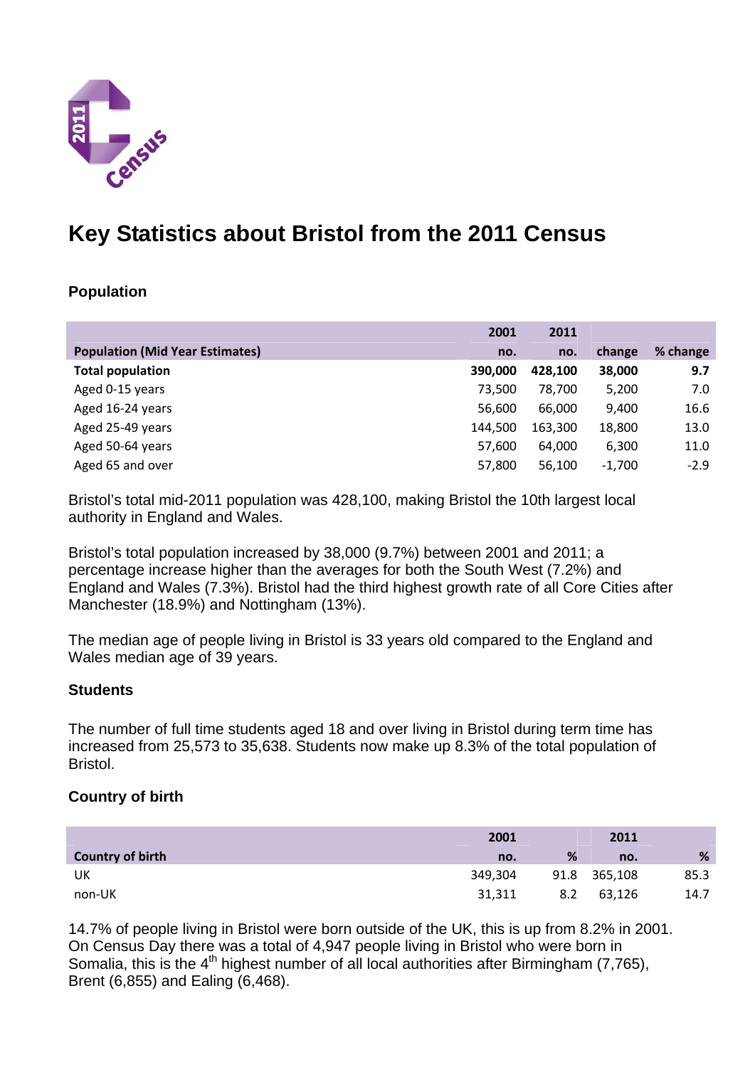# Key Statistics about Bristol from the 2011 Census

## Population

| | 2001 | 2011 | | |
|---|---|---|---|---|
| **Population (Mid Year Estimates)** | **no.** | **no.** | **change** | **% change** |
| **Total population** | **390,000** | **428,100** | **38,000** | **9.7** |
| Aged 0-15 years | 73,500 | 78,700 | 5,200 | 7.0 |
| Aged 16-24 years | 56,600 | 66,000 | 9,400 | 16.6 |
| Aged 25-49 years | 144,500 | 163,300 | 18,800 | 13.0 |
| Aged 50-64 years | 57,600 | 64,000 | 6,300 | 11.0 |
| Aged 65 and over | 57,800 | 56,100 | -1,700 | -2.9 |

Bristol's total mid-2011 population was 428,100, making Bristol the 10th largest local authority in England and Wales.

Bristol's total population increased by 38,000 (9.7%) between 2001 and 2011; a percentage increase higher than the averages for both the South West (7.2%) and England and Wales (7.3%). Bristol had the third highest growth rate of all Core Cities after Manchester (18.9%) and Nottingham (13%).

The median age of people living in Bristol is 33 years old compared to the England and Wales median age of 39 years.

## Students

The number of full time students aged 18 and over living in Bristol during term time has increased from 25,573 to 35,638. Students now make up 8.3% of the total population of Bristol.

## Country of birth

| | 2001 | | 2011 | |
|---|---|---|---|---|
| **Country of birth** | **no.** | **%** | **no.** | **%** |
| UK | 349,304 | 91.8 | 365,108 | 85.3 |
| non-UK | 31,311 | 8.2 | 63,126 | 14.7 |

14.7% of people living in Bristol were born outside of the UK, this is up from 8.2% in 2001. On Census Day there was a total of 4,947 people living in Bristol who were born in Somalia, this is the 4th highest number of all local authorities after Birmingham (7,765), Brent (6,855) and Ealing (6,468).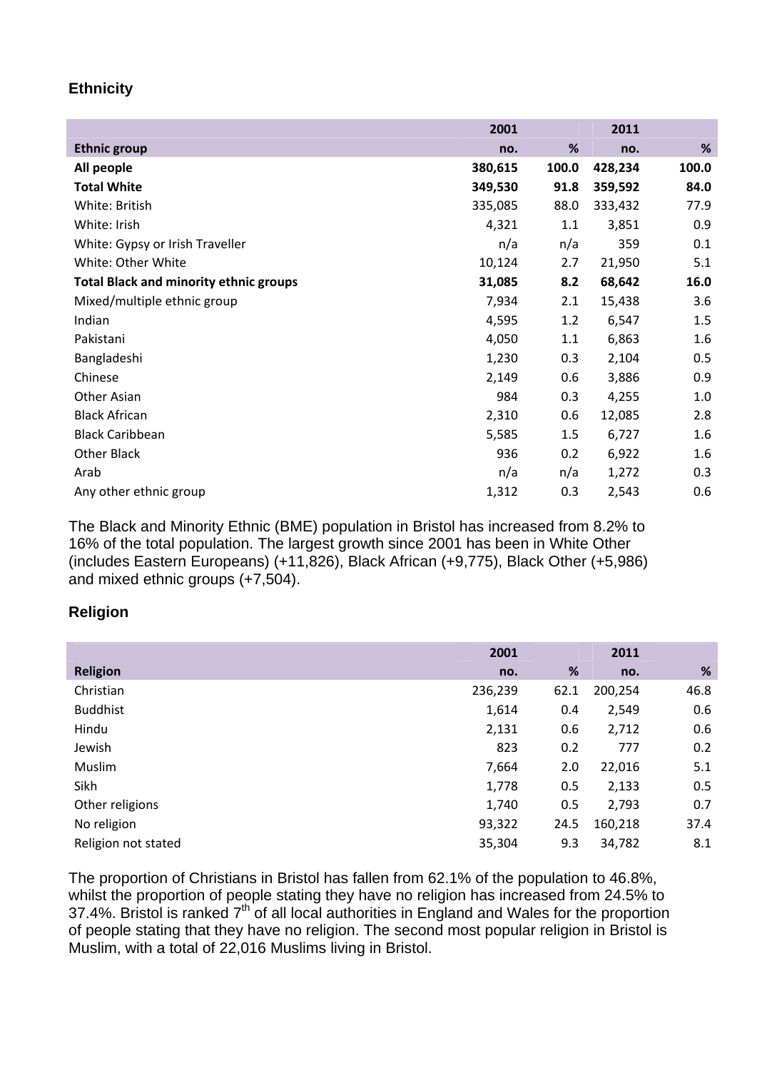## Ethnicity

| | 2001 | | 2011 | |
|---|---|---|---|---|
| **Ethnic group** | **no.** | **%** | **no.** | **%** |
| **All people** | **380,615** | **100.0** | **428,234** | **100.0** |
| **Total White** | **349,530** | **91.8** | **359,592** | **84.0** |
| White: British | 335,085 | 88.0 | 333,432 | 77.9 |
| White: Irish | 4,321 | 1.1 | 3,851 | 0.9 |
| White: Gypsy or Irish Traveller | n/a | n/a | 359 | 0.1 |
| White: Other White | 10,124 | 2.7 | 21,950 | 5.1 |
| **Total Black and minority ethnic groups** | **31,085** | **8.2** | **68,642** | **16.0** |
| Mixed/multiple ethnic group | 7,934 | 2.1 | 15,438 | 3.6 |
| Indian | 4,595 | 1.2 | 6,547 | 1.5 |
| Pakistani | 4,050 | 1.1 | 6,863 | 1.6 |
| Bangladeshi | 1,230 | 0.3 | 2,104 | 0.5 |
| Chinese | 2,149 | 0.6 | 3,886 | 0.9 |
| Other Asian | 984 | 0.3 | 4,255 | 1.0 |
| Black African | 2,310 | 0.6 | 12,085 | 2.8 |
| Black Caribbean | 5,585 | 1.5 | 6,727 | 1.6 |
| Other Black | 936 | 0.2 | 6,922 | 1.6 |
| Arab | n/a | n/a | 1,272 | 0.3 |
| Any other ethnic group | 1,312 | 0.3 | 2,543 | 0.6 |

The Black and Minority Ethnic (BME) population in Bristol has increased from 8.2% to 16% of the total population. The largest growth since 2001 has been in White Other (includes Eastern Europeans) (+11,826), Black African (+9,775), Black Other (+5,986) and mixed ethnic groups (+7,504).

## Religion

| | 2001 | | 2011 | |
|---|---|---|---|---|
| **Religion** | **no.** | **%** | **no.** | **%** |
| Christian | 236,239 | 62.1 | 200,254 | 46.8 |
| Buddhist | 1,614 | 0.4 | 2,549 | 0.6 |
| Hindu | 2,131 | 0.6 | 2,712 | 0.6 |
| Jewish | 823 | 0.2 | 777 | 0.2 |
| Muslim | 7,664 | 2.0 | 22,016 | 5.1 |
| Sikh | 1,778 | 0.5 | 2,133 | 0.5 |
| Other religions | 1,740 | 0.5 | 2,793 | 0.7 |
| No religion | 93,322 | 24.5 | 160,218 | 37.4 |
| Religion not stated | 35,304 | 9.3 | 34,782 | 8.1 |

The proportion of Christians in Bristol has fallen from 62.1% of the population to 46.8%, whilst the proportion of people stating they have no religion has increased from 24.5% to 37.4%. Bristol is ranked 7th of all local authorities in England and Wales for the proportion of people stating that they have no religion. The second most popular religion in Bristol is Muslim, with a total of 22,016 Muslims living in Bristol.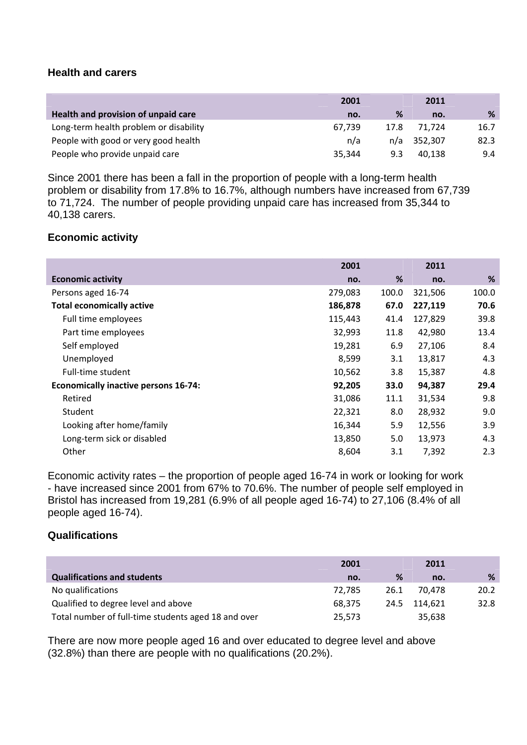### Health and carers

| | 2001 | | 2011 | |
|---|---|---|---|---|
| **Health and provision of unpaid care** | **no.** | **%** | **no.** | **%** |
| Long-term health problem or disability | 67,739 | 17.8 | 71,724 | 16.7 |
| People with good or very good health | n/a | n/a | 352,307 | 82.3 |
| People who provide unpaid care | 35,344 | 9.3 | 40,138 | 9.4 |

Since 2001 there has been a fall in the proportion of people with a long-term health problem or disability from 17.8% to 16.7%, although numbers have increased from 67,739 to 71,724. The number of people providing unpaid care has increased from 35,344 to 40,138 carers.

### Economic activity

| | 2001 | | 2011 | |
|---|---|---|---|---|
| **Economic activity** | **no.** | **%** | **no.** | **%** |
| Persons aged 16-74 | 279,083 | 100.0 | 321,506 | 100.0 |
| **Total economically active** | **186,878** | **67.0** | **227,119** | **70.6** |
| Full time employees | 115,443 | 41.4 | 127,829 | 39.8 |
| Part time employees | 32,993 | 11.8 | 42,980 | 13.4 |
| Self employed | 19,281 | 6.9 | 27,106 | 8.4 |
| Unemployed | 8,599 | 3.1 | 13,817 | 4.3 |
| Full-time student | 10,562 | 3.8 | 15,387 | 4.8 |
| **Economically inactive persons 16-74:** | **92,205** | **33.0** | **94,387** | **29.4** |
| Retired | 31,086 | 11.1 | 31,534 | 9.8 |
| Student | 22,321 | 8.0 | 28,932 | 9.0 |
| Looking after home/family | 16,344 | 5.9 | 12,556 | 3.9 |
| Long-term sick or disabled | 13,850 | 5.0 | 13,973 | 4.3 |
| Other | 8,604 | 3.1 | 7,392 | 2.3 |

Economic activity rates – the proportion of people aged 16-74 in work or looking for work - have increased since 2001 from 67% to 70.6%. The number of people self employed in Bristol has increased from 19,281 (6.9% of all people aged 16-74) to 27,106 (8.4% of all people aged 16-74).

### Qualifications

| | 2001 | | 2011 | |
|---|---|---|---|---|
| **Qualifications and students** | **no.** | **%** | **no.** | **%** |
| No qualifications | 72,785 | 26.1 | 70,478 | 20.2 |
| Qualified to degree level and above | 68,375 | 24.5 | 114,621 | 32.8 |
| Total number of full-time students aged 18 and over | 25,573 | | 35,638 | |

There are now more people aged 16 and over educated to degree level and above (32.8%) than there are people with no qualifications (20.2%).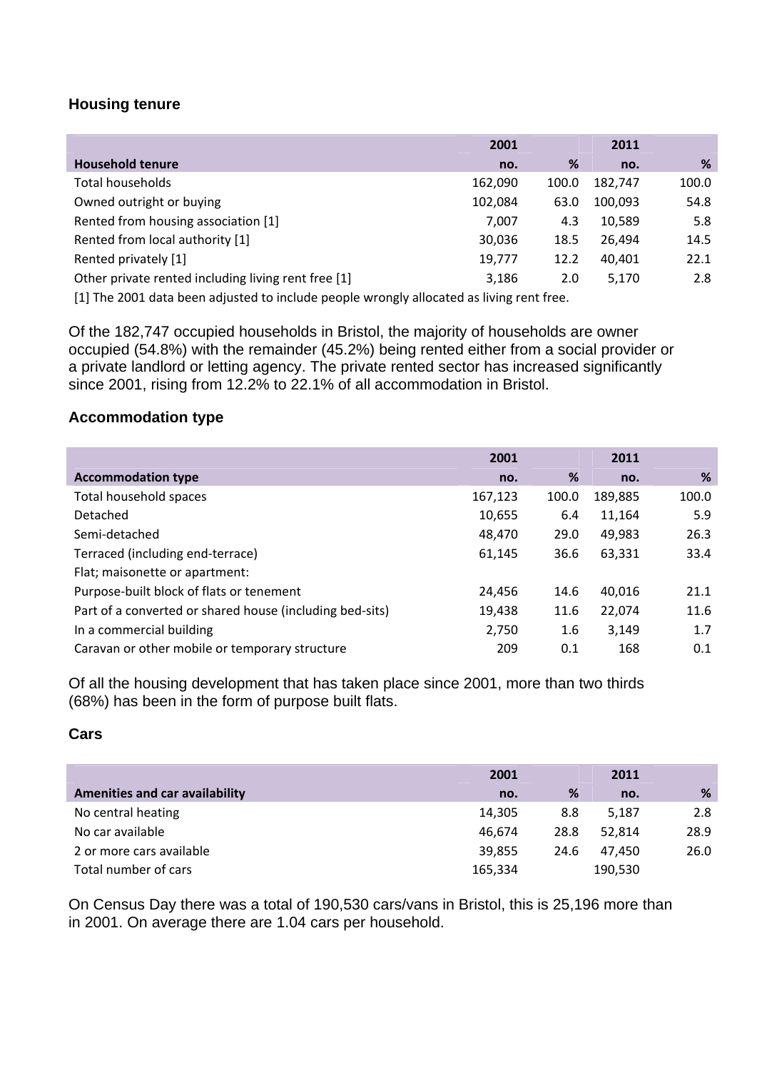### Housing tenure

| | 2001 | | 2011 | |
|---|---|---|---|---|
| **Household tenure** | **no.** | **%** | **no.** | **%** |
| Total households | 162,090 | 100.0 | 182,747 | 100.0 |
| Owned outright or buying | 102,084 | 63.0 | 100,093 | 54.8 |
| Rented from housing association [1] | 7,007 | 4.3 | 10,589 | 5.8 |
| Rented from local authority [1] | 30,036 | 18.5 | 26,494 | 14.5 |
| Rented privately [1] | 19,777 | 12.2 | 40,401 | 22.1 |
| Other private rented including living rent free [1] | 3,186 | 2.0 | 5,170 | 2.8 |

[1] The 2001 data been adjusted to include people wrongly allocated as living rent free.

Of the 182,747 occupied households in Bristol, the majority of households are owner occupied (54.8%) with the remainder (45.2%) being rented either from a social provider or a private landlord or letting agency. The private rented sector has increased significantly since 2001, rising from 12.2% to 22.1% of all accommodation in Bristol.

### Accommodation type

| | 2001 | | 2011 | |
|---|---|---|---|---|
| **Accommodation type** | **no.** | **%** | **no.** | **%** |
| Total household spaces | 167,123 | 100.0 | 189,885 | 100.0 |
| Detached | 10,655 | 6.4 | 11,164 | 5.9 |
| Semi-detached | 48,470 | 29.0 | 49,983 | 26.3 |
| Terraced (including end-terrace) | 61,145 | 36.6 | 63,331 | 33.4 |
| Flat; maisonette or apartment: | | | | |
| Purpose-built block of flats or tenement | 24,456 | 14.6 | 40,016 | 21.1 |
| Part of a converted or shared house (including bed-sits) | 19,438 | 11.6 | 22,074 | 11.6 |
| In a commercial building | 2,750 | 1.6 | 3,149 | 1.7 |
| Caravan or other mobile or temporary structure | 209 | 0.1 | 168 | 0.1 |

Of all the housing development that has taken place since 2001, more than two thirds (68%) has been in the form of purpose built flats.

### Cars

| | 2001 | | 2011 | |
|---|---|---|---|---|
| **Amenities and car availability** | **no.** | **%** | **no.** | **%** |
| No central heating | 14,305 | 8.8 | 5,187 | 2.8 |
| No car available | 46,674 | 28.8 | 52,814 | 28.9 |
| 2 or more cars available | 39,855 | 24.6 | 47,450 | 26.0 |
| Total number of cars | 165,334 | | 190,530 | |

On Census Day there was a total of 190,530 cars/vans in Bristol, this is 25,196 more than in 2001. On average there are 1.04 cars per household.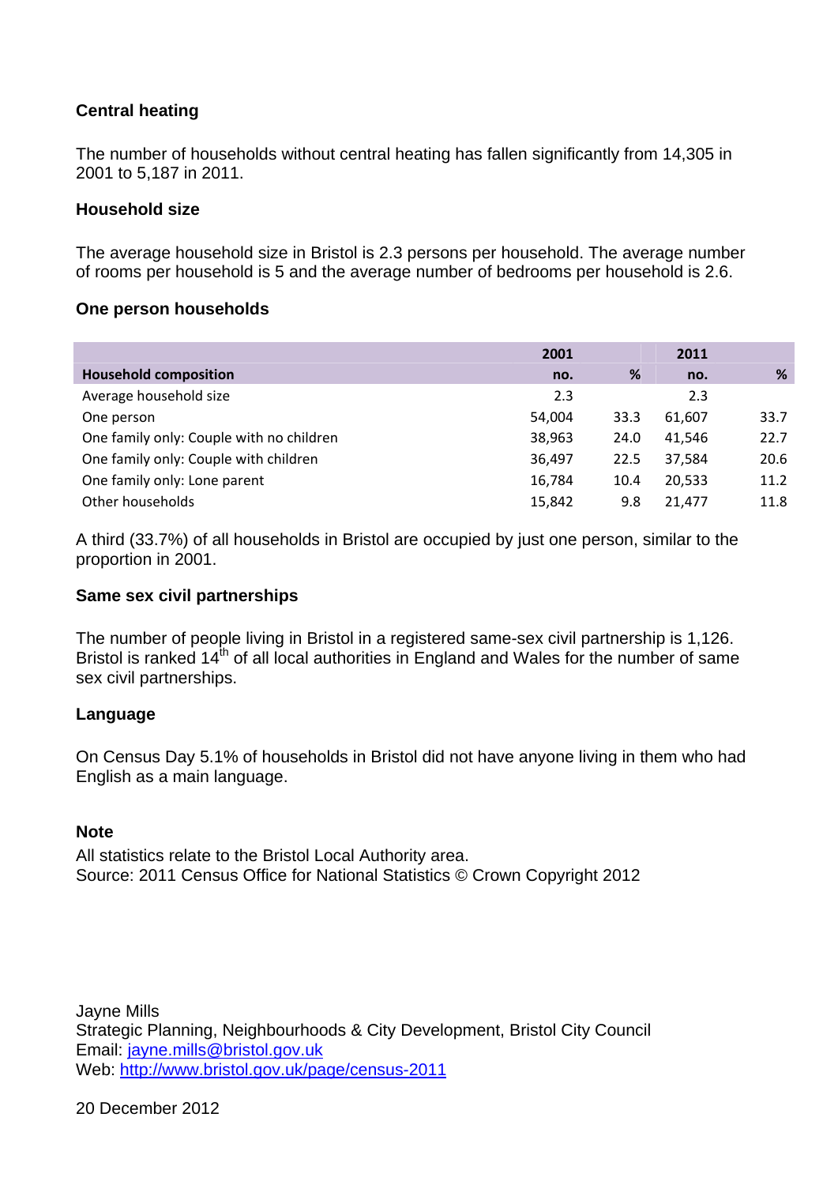### Central heating

The number of households without central heating has fallen significantly from 14,305 in 2001 to 5,187 in 2011.

### Household size

The average household size in Bristol is 2.3 persons per household. The average number of rooms per household is 5 and the average number of bedrooms per household is 2.6.

### One person households

| | 2001 | | 2011 | |
|---|---|---|---|---|
| **Household composition** | **no.** | **%** | **no.** | **%** |
| Average household size | 2.3 | | 2.3 | |
| One person | 54,004 | 33.3 | 61,607 | 33.7 |
| One family only: Couple with no children | 38,963 | 24.0 | 41,546 | 22.7 |
| One family only: Couple with children | 36,497 | 22.5 | 37,584 | 20.6 |
| One family only: Lone parent | 16,784 | 10.4 | 20,533 | 11.2 |
| Other households | 15,842 | 9.8 | 21,477 | 11.8 |

A third (33.7%) of all households in Bristol are occupied by just one person, similar to the proportion in 2001.

### Same sex civil partnerships

The number of people living in Bristol in a registered same-sex civil partnership is 1,126. Bristol is ranked 14th of all local authorities in England and Wales for the number of same sex civil partnerships.

### Language

On Census Day 5.1% of households in Bristol did not have anyone living in them who had English as a main language.

### Note

All statistics relate to the Bristol Local Authority area.
Source: 2011 Census Office for National Statistics © Crown Copyright 2012

Jayne Mills
Strategic Planning, Neighbourhoods & City Development, Bristol City Council
Email: jayne.mills@bristol.gov.uk
Web: http://www.bristol.gov.uk/page/census-2011

20 December 2012